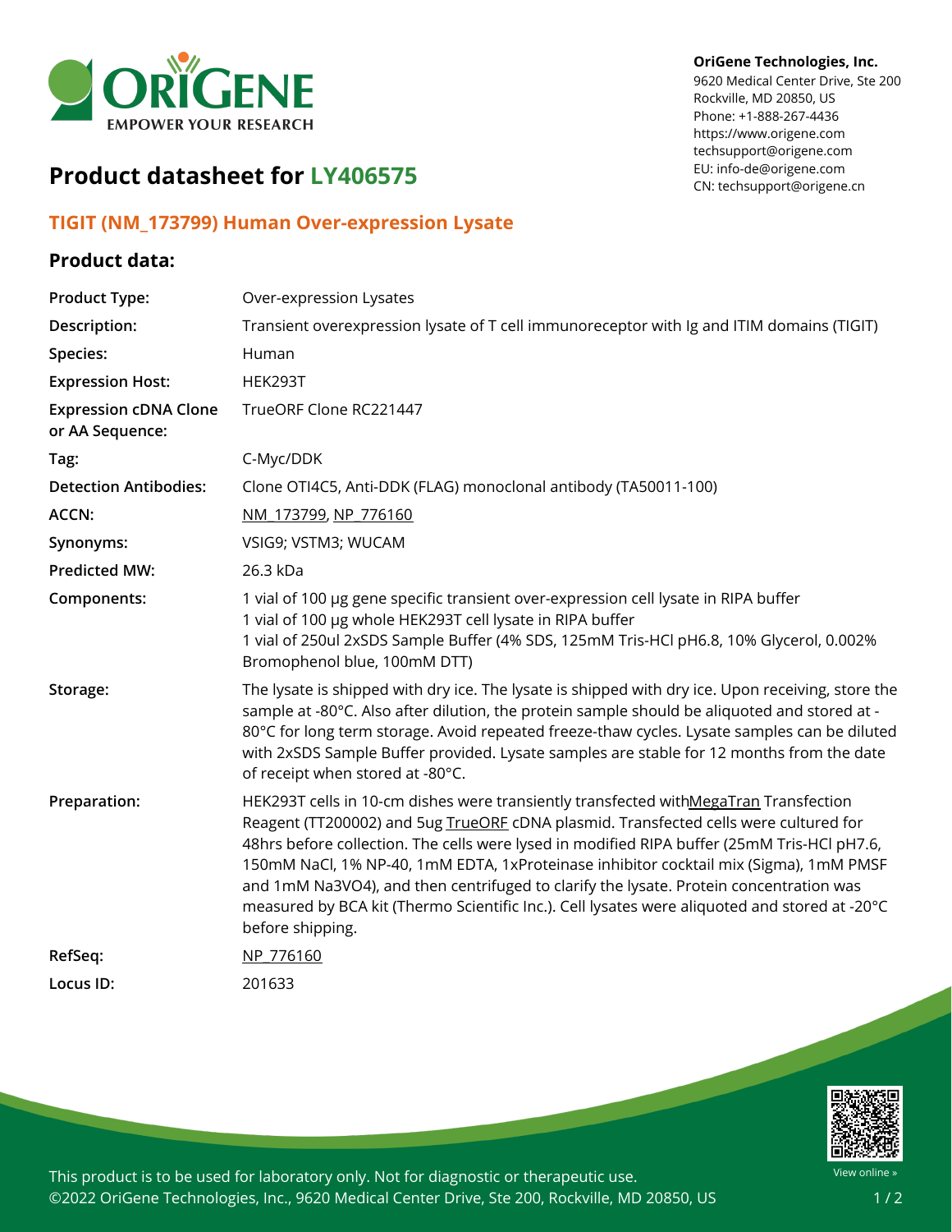OriGene Technologies, Inc.
9620 Medical Center Drive, Ste 200
Rockville, MD 20850, US
Phone: +1-888-267-4436
https://www.origene.com
techsupport@origene.com
EU: info-de@origene.com
CN: techsupport@origene.cn

# Product datasheet for LY406575

## TIGIT (NM_173799) Human Over-expression Lysate

### Product data:

| | |
|---|---|
| **Product Type:** | Over-expression Lysates |
| **Description:** | Transient overexpression lysate of T cell immunoreceptor with Ig and ITIM domains (TIGIT) |
| **Species:** | Human |
| **Expression Host:** | HEK293T |
| **Expression cDNA Clone or AA Sequence:** | TrueORF Clone RC221447 |
| **Tag:** | C-Myc/DDK |
| **Detection Antibodies:** | Clone OTI4C5, Anti-DDK (FLAG) monoclonal antibody (TA50011-100) |
| **ACCN:** | NM_173799, NP_776160 |
| **Synonyms:** | VSIG9; VSTM3; WUCAM |
| **Predicted MW:** | 26.3 kDa |
| **Components:** | 1 vial of 100 µg gene specific transient over-expression cell lysate in RIPA buffer<br>1 vial of 100 µg whole HEK293T cell lysate in RIPA buffer<br>1 vial of 250ul 2xSDS Sample Buffer (4% SDS, 125mM Tris-HCl pH6.8, 10% Glycerol, 0.002% Bromophenol blue, 100mM DTT) |
| **Storage:** | The lysate is shipped with dry ice. The lysate is shipped with dry ice. Upon receiving, store the sample at -80°C. Also after dilution, the protein sample should be aliquoted and stored at -80°C for long term storage. Avoid repeated freeze-thaw cycles. Lysate samples can be diluted with 2xSDS Sample Buffer provided. Lysate samples are stable for 12 months from the date of receipt when stored at -80°C. |
| **Preparation:** | HEK293T cells in 10-cm dishes were transiently transfected withMegaTran Transfection Reagent (TT200002) and 5ug TrueORF cDNA plasmid. Transfected cells were cultured for 48hrs before collection. The cells were lysed in modified RIPA buffer (25mM Tris-HCl pH7.6, 150mM NaCl, 1% NP-40, 1mM EDTA, 1xProteinase inhibitor cocktail mix (Sigma), 1mM PMSF and 1mM Na3VO4), and then centrifuged to clarify the lysate. Protein concentration was measured by BCA kit (Thermo Scientific Inc.). Cell lysates were aliquoted and stored at -20°C before shipping. |
| **RefSeq:** | NP_776160 |
| **Locus ID:** | 201633 |

This product is to be used for laboratory only. Not for diagnostic or therapeutic use.
©2022 OriGene Technologies, Inc., 9620 Medical Center Drive, Ste 200, Rockville, MD 20850, US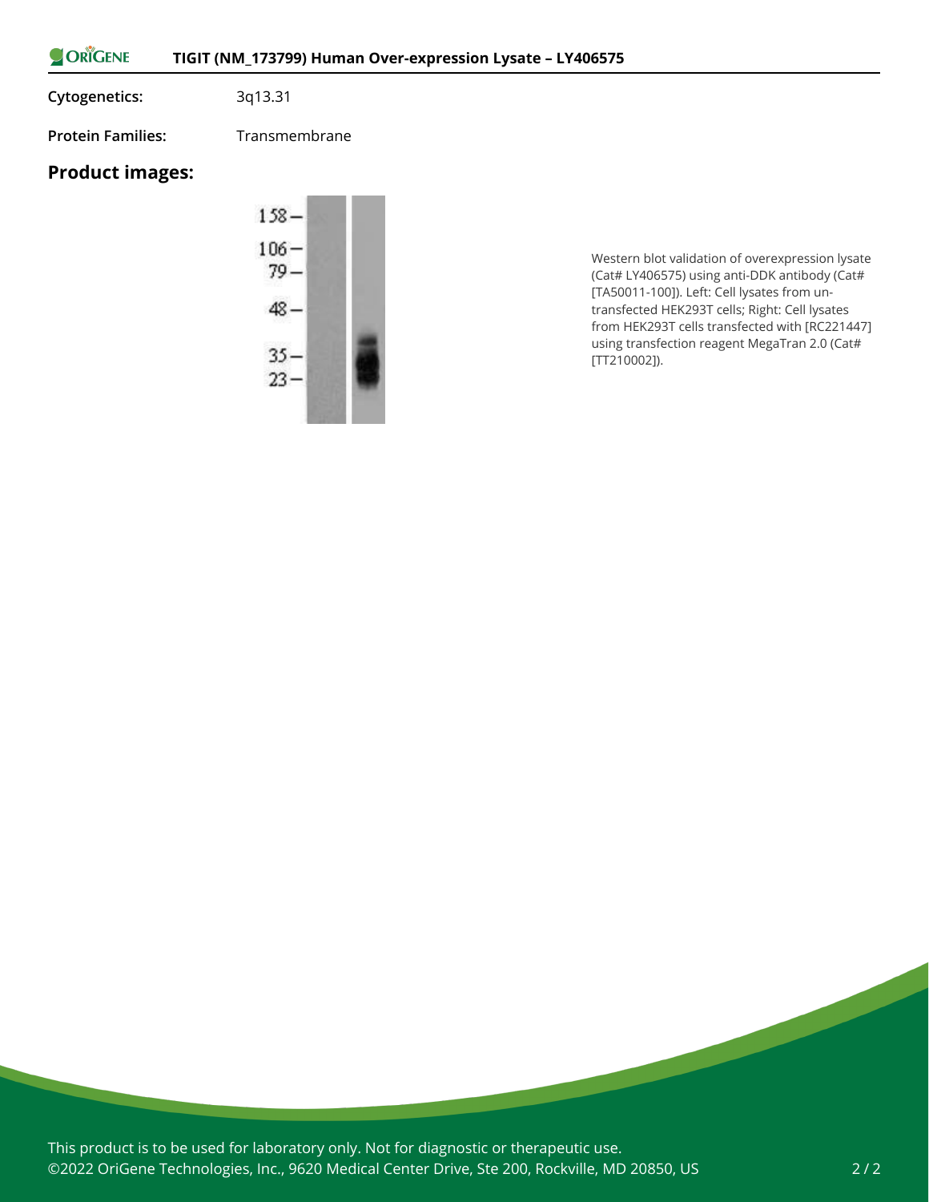**Cytogenetics:** 3q13.31

**Protein Families:** Transmembrane

## Product images:

158 –
106 –
79 –
48 –
35 –
23 –

Western blot validation of overexpression lysate (Cat# LY406575) using anti-DDK antibody (Cat# [TA50011-100]). Left: Cell lysates from un-transfected HEK293T cells; Right: Cell lysates from HEK293T cells transfected with [RC221447] using transfection reagent MegaTran 2.0 (Cat# [TT210002]).

This product is to be used for laboratory only. Not for diagnostic or therapeutic use.
©2022 OriGene Technologies, Inc., 9620 Medical Center Drive, Ste 200, Rockville, MD 20850, US